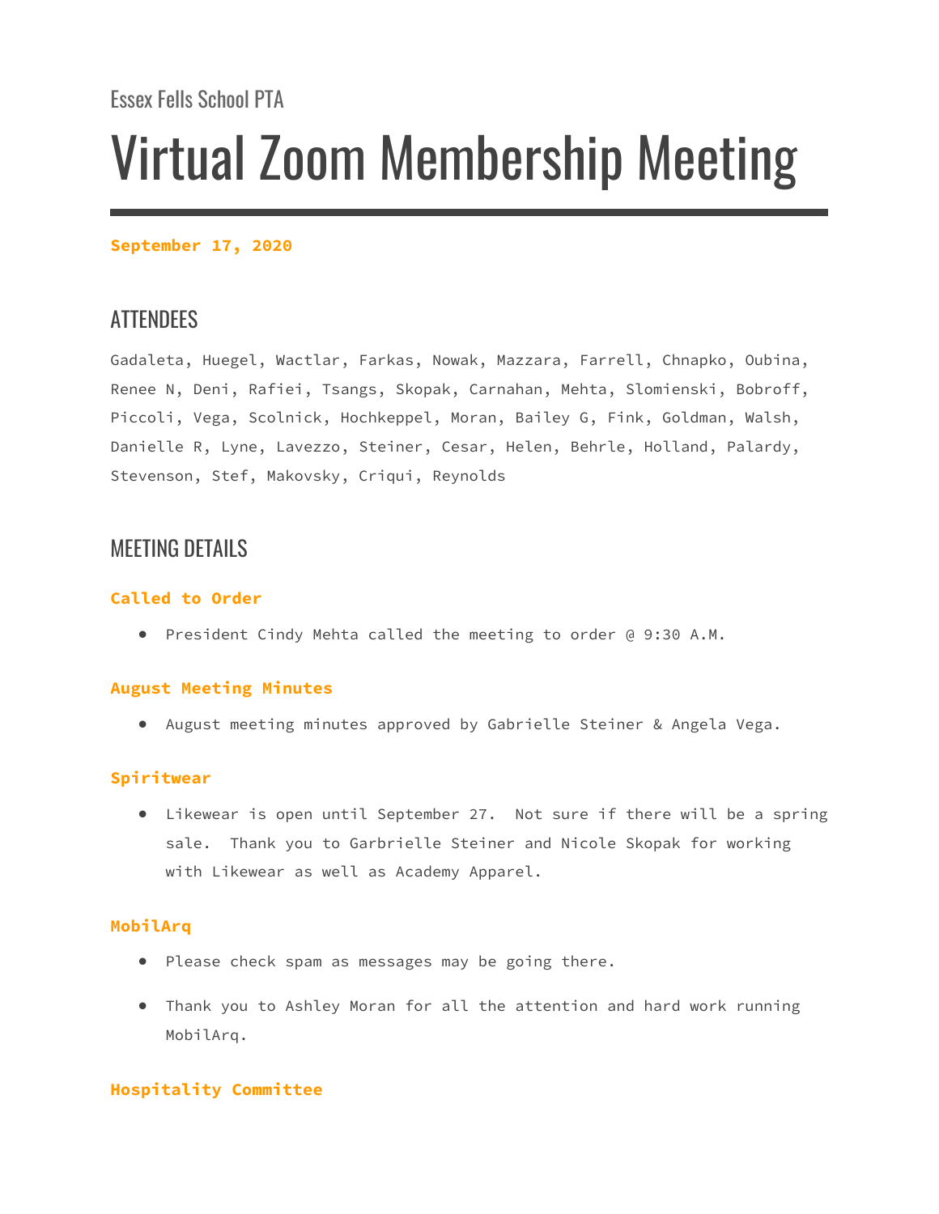Essex Fells School PTA

# Virtual Zoom Membership Meeting

**September 17, 2020**

## ATTENDEES

Gadaleta, Huegel, Wactlar, Farkas, Nowak, Mazzara, Farrell, Chnapko, Oubina, Renee N, Deni, Rafiei, Tsangs, Skopak, Carnahan, Mehta, Slomienski, Bobroff, Piccoli, Vega, Scolnick, Hochkeppel, Moran, Bailey G, Fink, Goldman, Walsh, Danielle R, Lyne, Lavezzo, Steiner, Cesar, Helen, Behrle, Holland, Palardy, Stevenson, Stef, Makovsky, Criqui, Reynolds

## MEETING DETAILS

### Called to Order

- President Cindy Mehta called the meeting to order @ 9:30 A.M.

### August Meeting Minutes

- August meeting minutes approved by Gabrielle Steiner & Angela Vega.

### Spiritwear

- Likewear is open until September 27. Not sure if there will be a spring sale. Thank you to Garbrielle Steiner and Nicole Skopak for working with Likewear as well as Academy Apparel.

### MobilArq

- Please check spam as messages may be going there.
- Thank you to Ashley Moran for all the attention and hard work running MobilArq.

### Hospitality Committee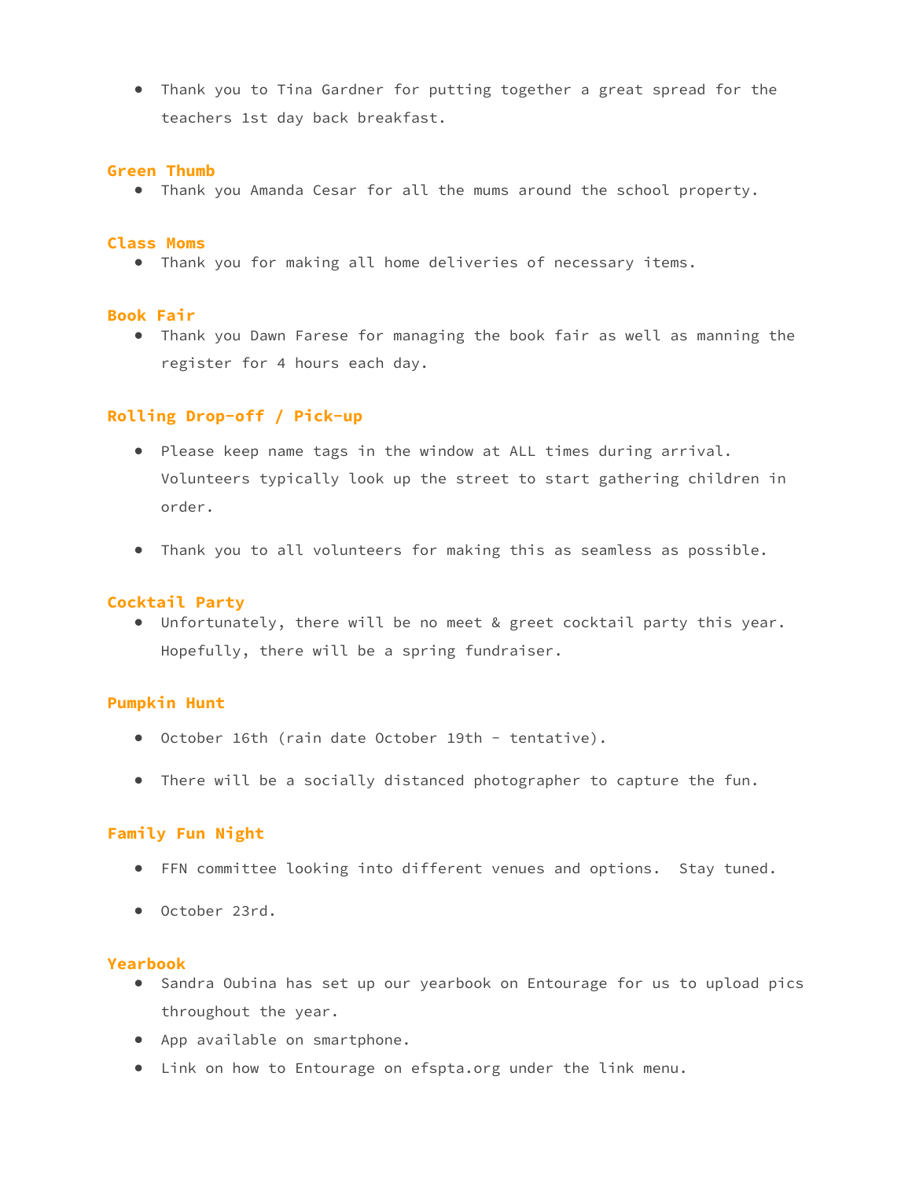- Thank you to Tina Gardner for putting together a great spread for the teachers 1st day back breakfast.

### Green Thumb

- Thank you Amanda Cesar for all the mums around the school property.

### Class Moms

- Thank you for making all home deliveries of necessary items.

### Book Fair

- Thank you Dawn Farese for managing the book fair as well as manning the register for 4 hours each day.

### Rolling Drop-off / Pick-up

- Please keep name tags in the window at ALL times during arrival. Volunteers typically look up the street to start gathering children in order.

- Thank you to all volunteers for making this as seamless as possible.

### Cocktail Party

- Unfortunately, there will be no meet & greet cocktail party this year. Hopefully, there will be a spring fundraiser.

### Pumpkin Hunt

- October 16th (rain date October 19th - tentative).

- There will be a socially distanced photographer to capture the fun.

### Family Fun Night

- FFN committee looking into different venues and options. Stay tuned.

- October 23rd.

### Yearbook

- Sandra Oubina has set up our yearbook on Entourage for us to upload pics throughout the year.
- App available on smartphone.
- Link on how to Entourage on efspta.org under the link menu.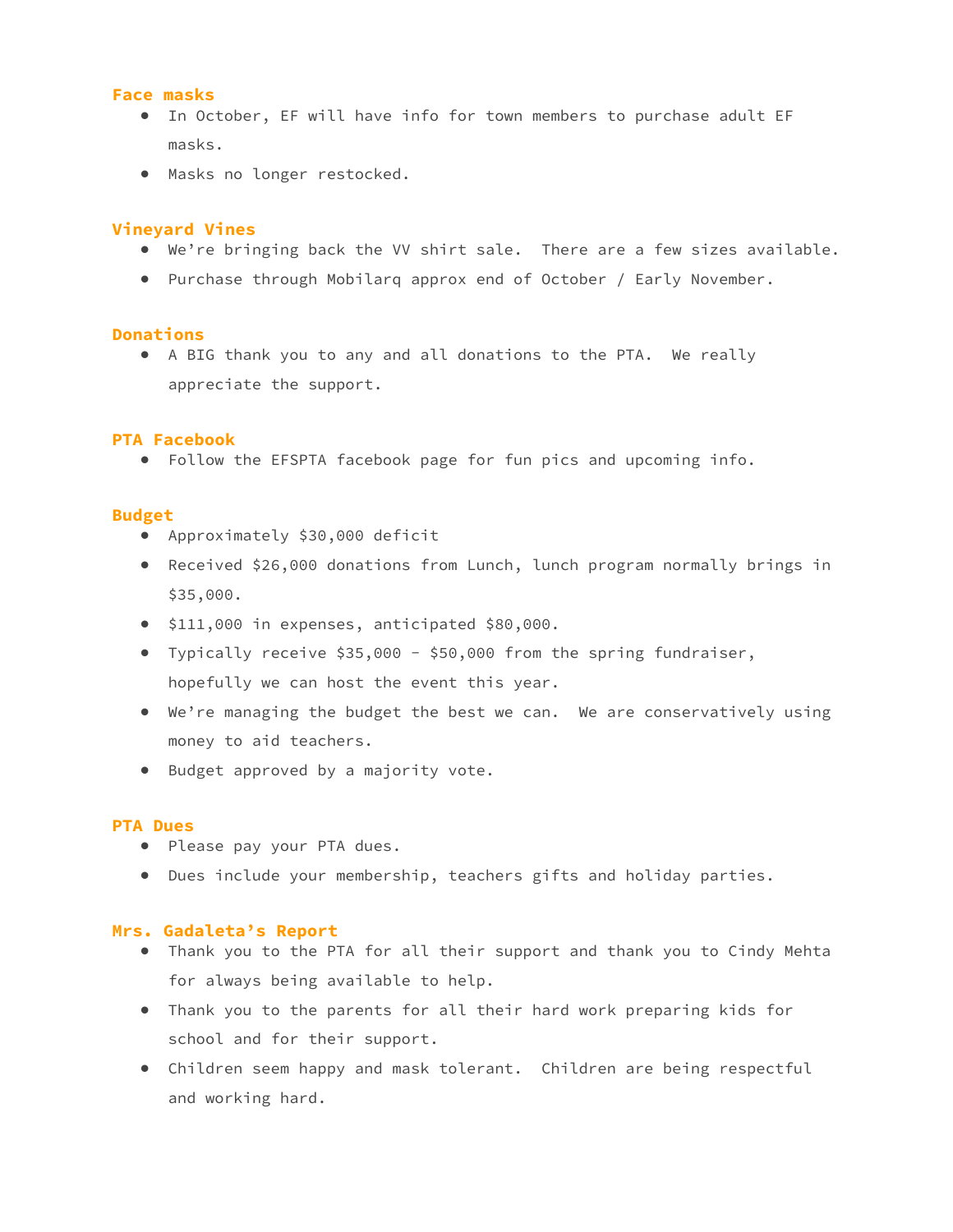### Face masks

- In October, EF will have info for town members to purchase adult EF masks.
- Masks no longer restocked.

### Vineyard Vines

- We're bringing back the VV shirt sale. There are a few sizes available.
- Purchase through Mobilarq approx end of October / Early November.

### Donations

- A BIG thank you to any and all donations to the PTA. We really appreciate the support.

### PTA Facebook

- Follow the EFSPTA facebook page for fun pics and upcoming info.

### Budget

- Approximately $30,000 deficit
- Received $26,000 donations from Lunch, lunch program normally brings in $35,000.
- $111,000 in expenses, anticipated $80,000.
- Typically receive $35,000 - $50,000 from the spring fundraiser, hopefully we can host the event this year.
- We're managing the budget the best we can. We are conservatively using money to aid teachers.
- Budget approved by a majority vote.

### PTA Dues

- Please pay your PTA dues.
- Dues include your membership, teachers gifts and holiday parties.

### Mrs. Gadaleta's Report

- Thank you to the PTA for all their support and thank you to Cindy Mehta for always being available to help.
- Thank you to the parents for all their hard work preparing kids for school and for their support.
- Children seem happy and mask tolerant. Children are being respectful and working hard.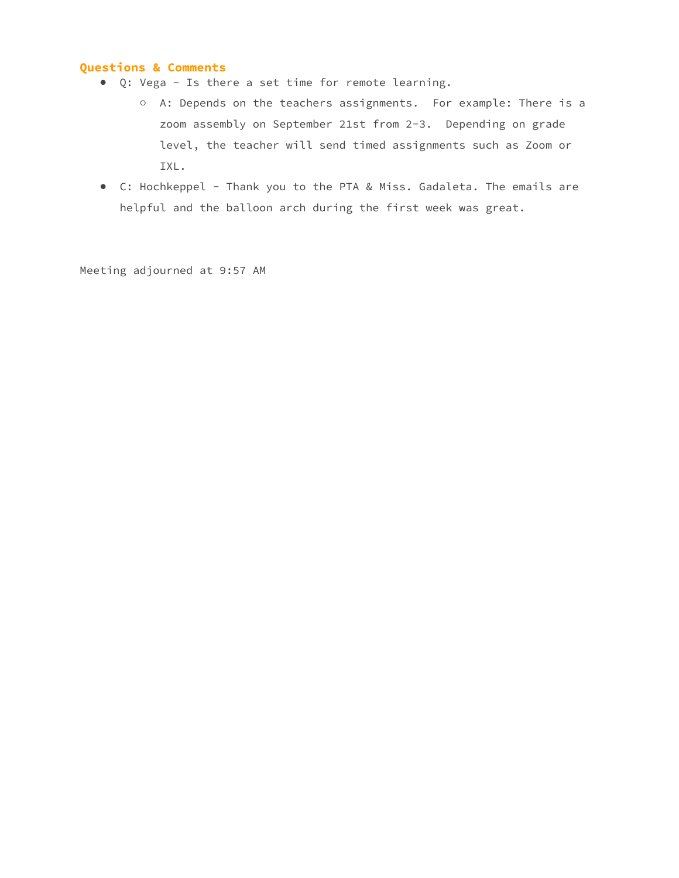## Questions & Comments

- Q: Vega - Is there a set time for remote learning.
  - A: Depends on the teachers assignments.  For example: There is a zoom assembly on September 21st from 2-3.  Depending on grade level, the teacher will send timed assignments such as Zoom or IXL.
- C: Hochkeppel - Thank you to the PTA & Miss. Gadaleta. The emails are helpful and the balloon arch during the first week was great.

Meeting adjourned at 9:57 AM